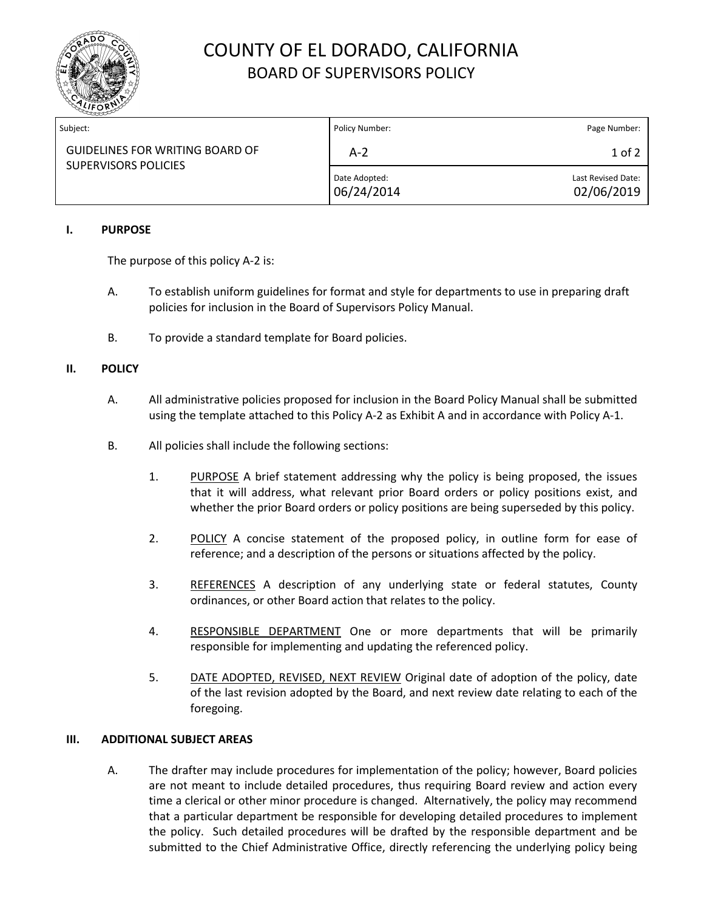# COUNTY OF EL DORADO, CALIFORNIA
## BOARD OF SUPERVISORS POLICY

| Subject: | Policy Number: | Page Number: |
|---|---|---|
| GUIDELINES FOR WRITING BOARD OF SUPERVISORS POLICIES | A-2 | 1 of 2 |
| | Date Adopted: 06/24/2014 | Last Revised Date: 02/06/2019 |

**I. PURPOSE**

The purpose of this policy A-2 is:

A. To establish uniform guidelines for format and style for departments to use in preparing draft policies for inclusion in the Board of Supervisors Policy Manual.

B. To provide a standard template for Board policies.

**II. POLICY**

A. All administrative policies proposed for inclusion in the Board Policy Manual shall be submitted using the template attached to this Policy A-2 as Exhibit A and in accordance with Policy A-1.

B. All policies shall include the following sections:

1. <u>PURPOSE</u> A brief statement addressing why the policy is being proposed, the issues that it will address, what relevant prior Board orders or policy positions exist, and whether the prior Board orders or policy positions are being superseded by this policy.

2. <u>POLICY</u> A concise statement of the proposed policy, in outline form for ease of reference; and a description of the persons or situations affected by the policy.

3. <u>REFERENCES</u> A description of any underlying state or federal statutes, County ordinances, or other Board action that relates to the policy.

4. <u>RESPONSIBLE DEPARTMENT</u> One or more departments that will be primarily responsible for implementing and updating the referenced policy.

5. <u>DATE ADOPTED, REVISED, NEXT REVIEW</u> Original date of adoption of the policy, date of the last revision adopted by the Board, and next review date relating to each of the foregoing.

**III. ADDITIONAL SUBJECT AREAS**

A. The drafter may include procedures for implementation of the policy; however, Board policies are not meant to include detailed procedures, thus requiring Board review and action every time a clerical or other minor procedure is changed. Alternatively, the policy may recommend that a particular department be responsible for developing detailed procedures to implement the policy. Such detailed procedures will be drafted by the responsible department and be submitted to the Chief Administrative Office, directly referencing the underlying policy being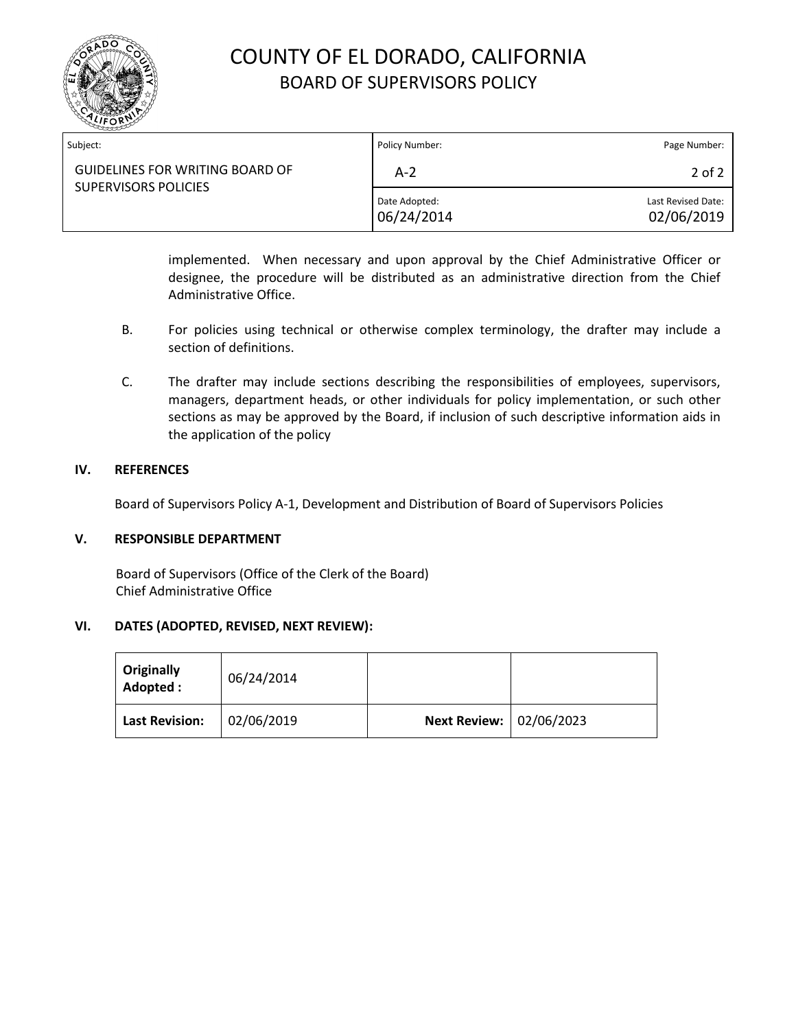implemented. When necessary and upon approval by the Chief Administrative Officer or designee, the procedure will be distributed as an administrative direction from the Chief Administrative Office.

B. For policies using technical or otherwise complex terminology, the drafter may include a section of definitions.

C. The drafter may include sections describing the responsibilities of employees, supervisors, managers, department heads, or other individuals for policy implementation, or such other sections as may be approved by the Board, if inclusion of such descriptive information aids in the application of the policy

## IV. REFERENCES

Board of Supervisors Policy A-1, Development and Distribution of Board of Supervisors Policies

## V. RESPONSIBLE DEPARTMENT

Board of Supervisors (Office of the Clerk of the Board)
Chief Administrative Office

## VI. DATES (ADOPTED, REVISED, NEXT REVIEW):

| **Originally Adopted :** | 06/24/2014 | | |
|---|---|---|---|
| **Last Revision:** | 02/06/2019 | **Next Review:** | 02/06/2023 |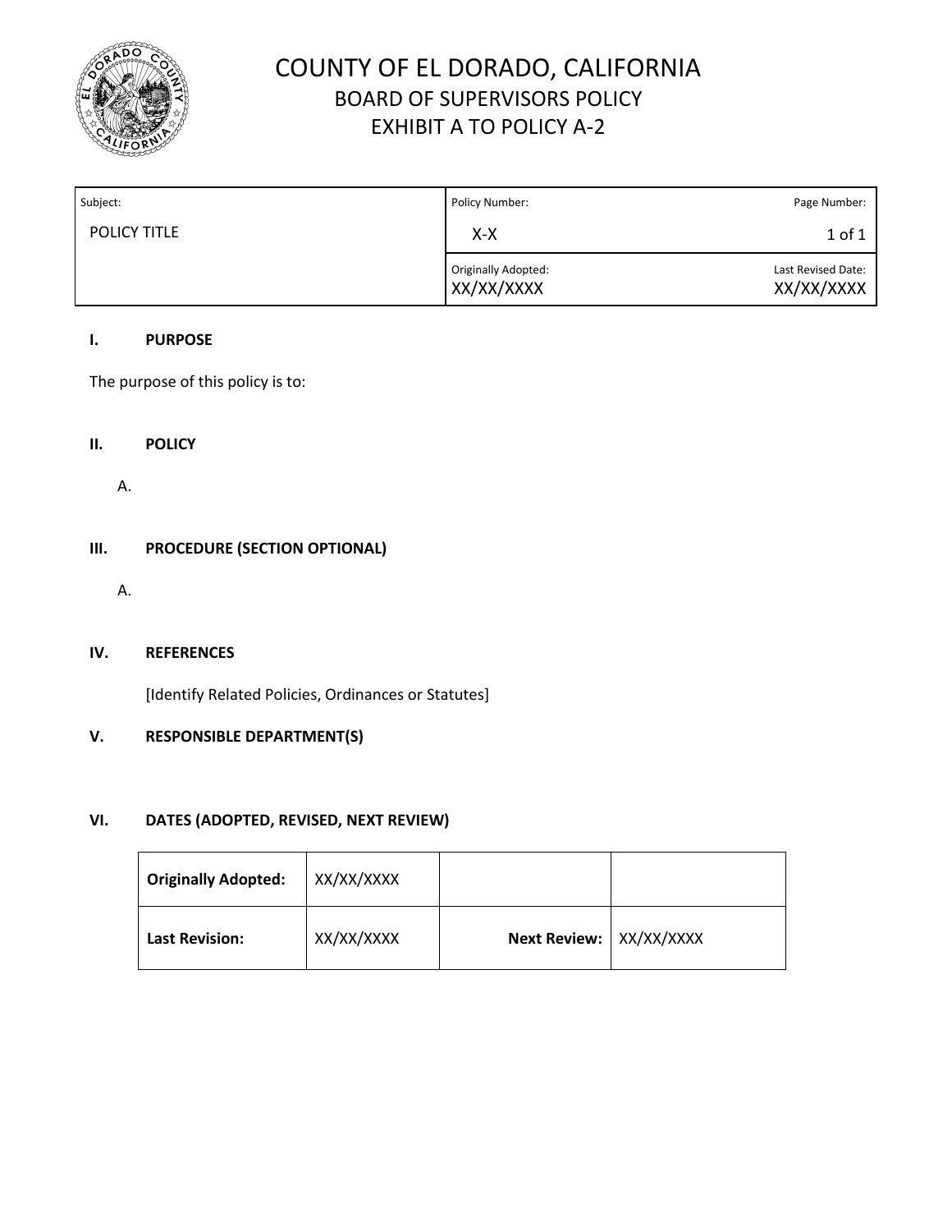# COUNTY OF EL DORADO, CALIFORNIA
## BOARD OF SUPERVISORS POLICY
## EXHIBIT A TO POLICY A-2

| Subject: | Policy Number: | Page Number: |
|---|---|---|
| POLICY TITLE | X-X | 1 of 1 |
| | Originally Adopted: XX/XX/XXXX | Last Revised Date: XX/XX/XXXX |

**I. PURPOSE**

The purpose of this policy is to:

**II. POLICY**

A.

**III. PROCEDURE (SECTION OPTIONAL)**

A.

**IV. REFERENCES**

[Identify Related Policies, Ordinances or Statutes]

**V. RESPONSIBLE DEPARTMENT(S)**

**VI. DATES (ADOPTED, REVISED, NEXT REVIEW)**

| | | | |
|---|---|---|---|
| **Originally Adopted:** | XX/XX/XXXX | | |
| **Last Revision:** | XX/XX/XXXX | **Next Review:** | XX/XX/XXXX |